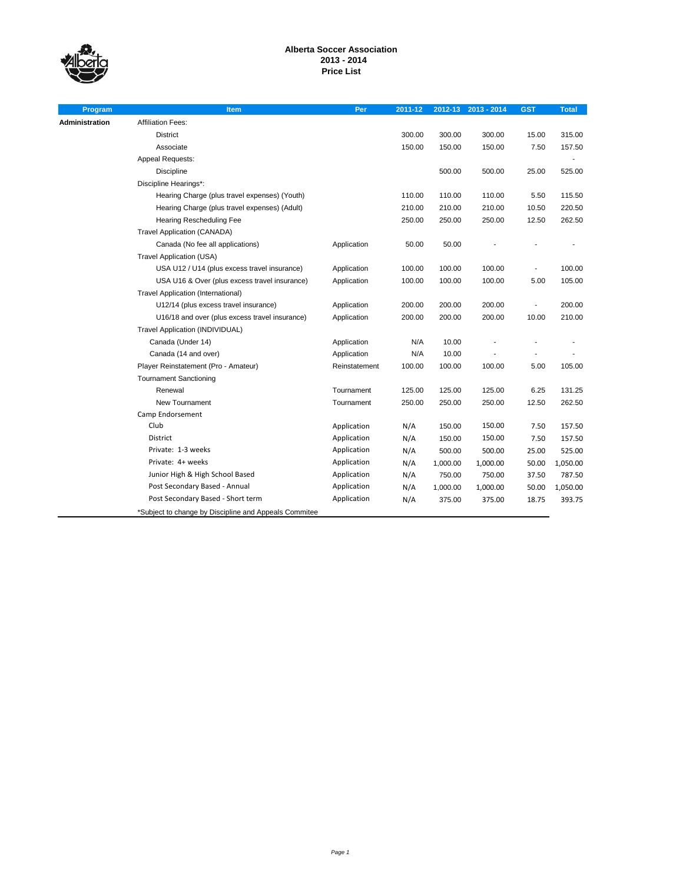# Alberta Soccer Association
## 2013 - 2014
## Price List

| Program | Item | Per | 2011-12 | 2012-13 | 2013 - 2014 | GST | Total |
|---|---|---|---|---|---|---|---|
| **Administration** | Affiliation Fees: | | | | | | |
| | District | | 300.00 | 300.00 | 300.00 | 15.00 | 315.00 |
| | Associate | | 150.00 | 150.00 | 150.00 | 7.50 | 157.50 |
| | Appeal Requests: | | | | | | - |
| | Discipline | | | 500.00 | 500.00 | 25.00 | 525.00 |
| | Discipline Hearings*: | | | | | | |
| | Hearing Charge (plus travel expenses) (Youth) | | 110.00 | 110.00 | 110.00 | 5.50 | 115.50 |
| | Hearing Charge (plus travel expenses) (Adult) | | 210.00 | 210.00 | 210.00 | 10.50 | 220.50 |
| | Hearing Rescheduling Fee | | 250.00 | 250.00 | 250.00 | 12.50 | 262.50 |
| | Travel Application (CANADA) | | | | | | |
| | Canada (No fee all applications) | Application | 50.00 | 50.00 | - | - | - |
| | Travel Application (USA) | | | | | | |
| | USA U12 / U14 (plus excess travel insurance) | Application | 100.00 | 100.00 | 100.00 | - | 100.00 |
| | USA U16 & Over (plus excess travel insurance) | Application | 100.00 | 100.00 | 100.00 | 5.00 | 105.00 |
| | Travel Application (International) | | | | | | |
| | U12/14 (plus excess travel insurance) | Application | 200.00 | 200.00 | 200.00 | - | 200.00 |
| | U16/18 and over (plus excess travel insurance) | Application | 200.00 | 200.00 | 200.00 | 10.00 | 210.00 |
| | Travel Application (INDIVIDUAL) | | | | | | |
| | Canada (Under 14) | Application | N/A | 10.00 | - | - | - |
| | Canada (14 and over) | Application | N/A | 10.00 | - | - | - |
| | Player Reinstatement (Pro - Amateur) | Reinstatement | 100.00 | 100.00 | 100.00 | 5.00 | 105.00 |
| | Tournament Sanctioning | | | | | | |
| | Renewal | Tournament | 125.00 | 125.00 | 125.00 | 6.25 | 131.25 |
| | New Tournament | Tournament | 250.00 | 250.00 | 250.00 | 12.50 | 262.50 |
| | Camp Endorsement | | | | | | |
| | Club | Application | N/A | 150.00 | 150.00 | 7.50 | 157.50 |
| | District | Application | N/A | 150.00 | 150.00 | 7.50 | 157.50 |
| | Private: 1-3 weeks | Application | N/A | 500.00 | 500.00 | 25.00 | 525.00 |
| | Private: 4+ weeks | Application | N/A | 1,000.00 | 1,000.00 | 50.00 | 1,050.00 |
| | Junior High & High School Based | Application | N/A | 750.00 | 750.00 | 37.50 | 787.50 |
| | Post Secondary Based - Annual | Application | N/A | 1,000.00 | 1,000.00 | 50.00 | 1,050.00 |
| | Post Secondary Based - Short term | Application | N/A | 375.00 | 375.00 | 18.75 | 393.75 |

*Subject to change by Discipline and Appeals Commitee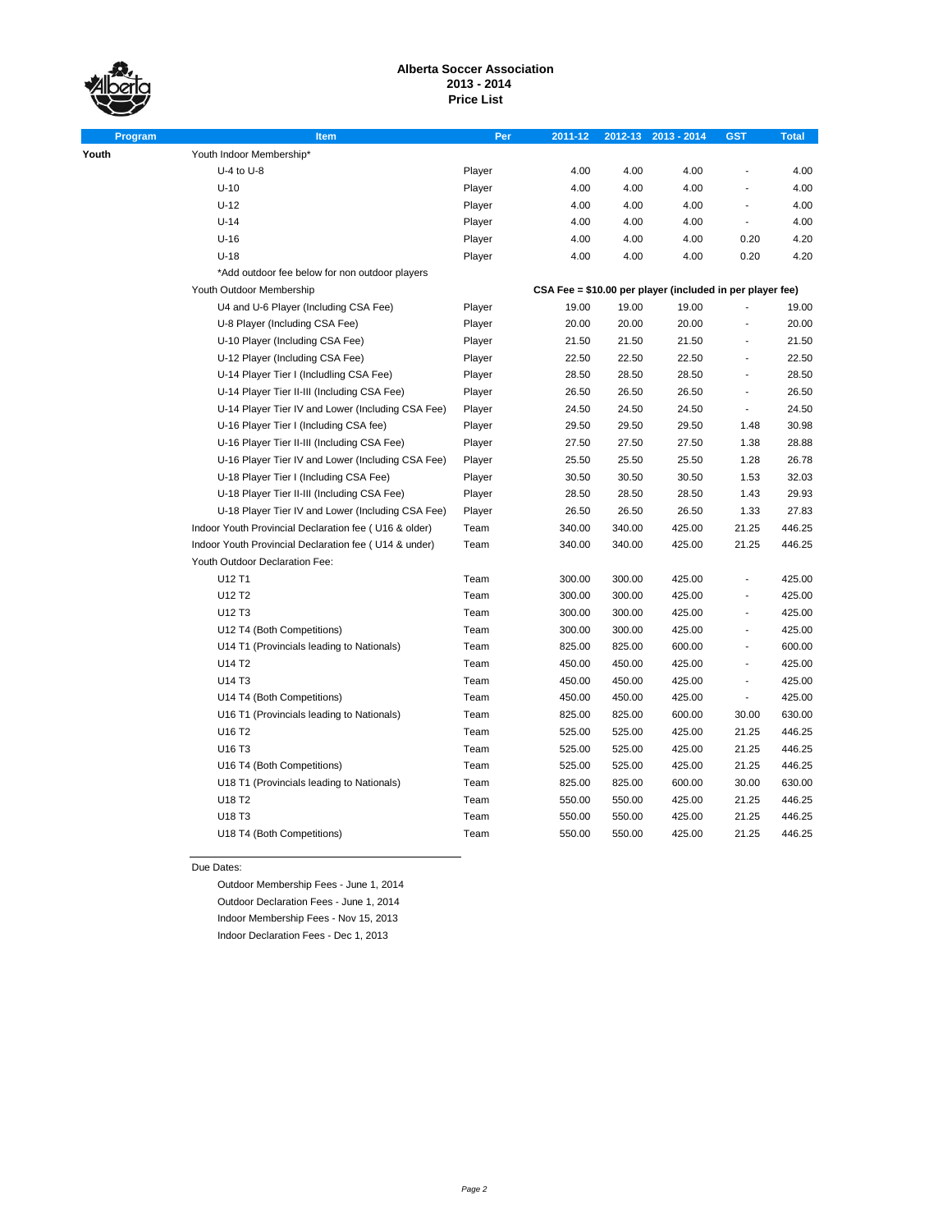# Alberta Soccer Association
## 2013 - 2014
## Price List

| Program | Item | Per | 2011-12 | 2012-13 | 2013 - 2014 | GST | Total |
|---|---|---|---|---|---|---|---|
| Youth | Youth Indoor Membership* | | | | | | |
| | U-4 to U-8 | Player | 4.00 | 4.00 | 4.00 | - | 4.00 |
| | U-10 | Player | 4.00 | 4.00 | 4.00 | - | 4.00 |
| | U-12 | Player | 4.00 | 4.00 | 4.00 | - | 4.00 |
| | U-14 | Player | 4.00 | 4.00 | 4.00 | - | 4.00 |
| | U-16 | Player | 4.00 | 4.00 | 4.00 | 0.20 | 4.20 |
| | U-18 | Player | 4.00 | 4.00 | 4.00 | 0.20 | 4.20 |
| | *Add outdoor fee below for non outdoor players | | | | | | |
| | Youth Outdoor Membership | | CSA Fee = $10.00 per player (included in per player fee) | | | | |
| | U4 and U-6 Player (Including CSA Fee) | Player | 19.00 | 19.00 | 19.00 | - | 19.00 |
| | U-8 Player (Including CSA Fee) | Player | 20.00 | 20.00 | 20.00 | - | 20.00 |
| | U-10 Player (Including CSA Fee) | Player | 21.50 | 21.50 | 21.50 | - | 21.50 |
| | U-12 Player (Including CSA Fee) | Player | 22.50 | 22.50 | 22.50 | - | 22.50 |
| | U-14 Player Tier I (Includling CSA Fee) | Player | 28.50 | 28.50 | 28.50 | - | 28.50 |
| | U-14 Player Tier II-III (Including CSA Fee) | Player | 26.50 | 26.50 | 26.50 | - | 26.50 |
| | U-14 Player Tier IV and Lower (Including CSA Fee) | Player | 24.50 | 24.50 | 24.50 | - | 24.50 |
| | U-16 Player Tier I (Including CSA fee) | Player | 29.50 | 29.50 | 29.50 | 1.48 | 30.98 |
| | U-16 Player Tier II-III (Including CSA Fee) | Player | 27.50 | 27.50 | 27.50 | 1.38 | 28.88 |
| | U-16 Player Tier IV and Lower (Including CSA Fee) | Player | 25.50 | 25.50 | 25.50 | 1.28 | 26.78 |
| | U-18 Player Tier I (Including CSA Fee) | Player | 30.50 | 30.50 | 30.50 | 1.53 | 32.03 |
| | U-18 Player Tier II-III (Including CSA Fee) | Player | 28.50 | 28.50 | 28.50 | 1.43 | 29.93 |
| | U-18 Player Tier IV and Lower (Including CSA Fee) | Player | 26.50 | 26.50 | 26.50 | 1.33 | 27.83 |
| | Indoor Youth Provincial Declaration fee ( U16 & older) | Team | 340.00 | 340.00 | 425.00 | 21.25 | 446.25 |
| | Indoor Youth Provincial Declaration fee ( U14 & under) | Team | 340.00 | 340.00 | 425.00 | 21.25 | 446.25 |
| | Youth Outdoor Declaration Fee: | | | | | | |
| | U12 T1 | Team | 300.00 | 300.00 | 425.00 | - | 425.00 |
| | U12 T2 | Team | 300.00 | 300.00 | 425.00 | - | 425.00 |
| | U12 T3 | Team | 300.00 | 300.00 | 425.00 | - | 425.00 |
| | U12 T4 (Both Competitions) | Team | 300.00 | 300.00 | 425.00 | - | 425.00 |
| | U14 T1 (Provincials leading to Nationals) | Team | 825.00 | 825.00 | 600.00 | - | 600.00 |
| | U14 T2 | Team | 450.00 | 450.00 | 425.00 | - | 425.00 |
| | U14 T3 | Team | 450.00 | 450.00 | 425.00 | - | 425.00 |
| | U14 T4 (Both Competitions) | Team | 450.00 | 450.00 | 425.00 | - | 425.00 |
| | U16 T1 (Provincials leading to Nationals) | Team | 825.00 | 825.00 | 600.00 | 30.00 | 630.00 |
| | U16 T2 | Team | 525.00 | 525.00 | 425.00 | 21.25 | 446.25 |
| | U16 T3 | Team | 525.00 | 525.00 | 425.00 | 21.25 | 446.25 |
| | U16 T4 (Both Competitions) | Team | 525.00 | 525.00 | 425.00 | 21.25 | 446.25 |
| | U18 T1 (Provincials leading to Nationals) | Team | 825.00 | 825.00 | 600.00 | 30.00 | 630.00 |
| | U18 T2 | Team | 550.00 | 550.00 | 425.00 | 21.25 | 446.25 |
| | U18 T3 | Team | 550.00 | 550.00 | 425.00 | 21.25 | 446.25 |
| | U18 T4 (Both Competitions) | Team | 550.00 | 550.00 | 425.00 | 21.25 | 446.25 |

Due Dates:

- Outdoor Membership Fees - June 1, 2014
- Outdoor Declaration Fees - June 1, 2014
- Indoor Membership Fees - Nov 15, 2013
- Indoor Declaration Fees - Dec 1, 2013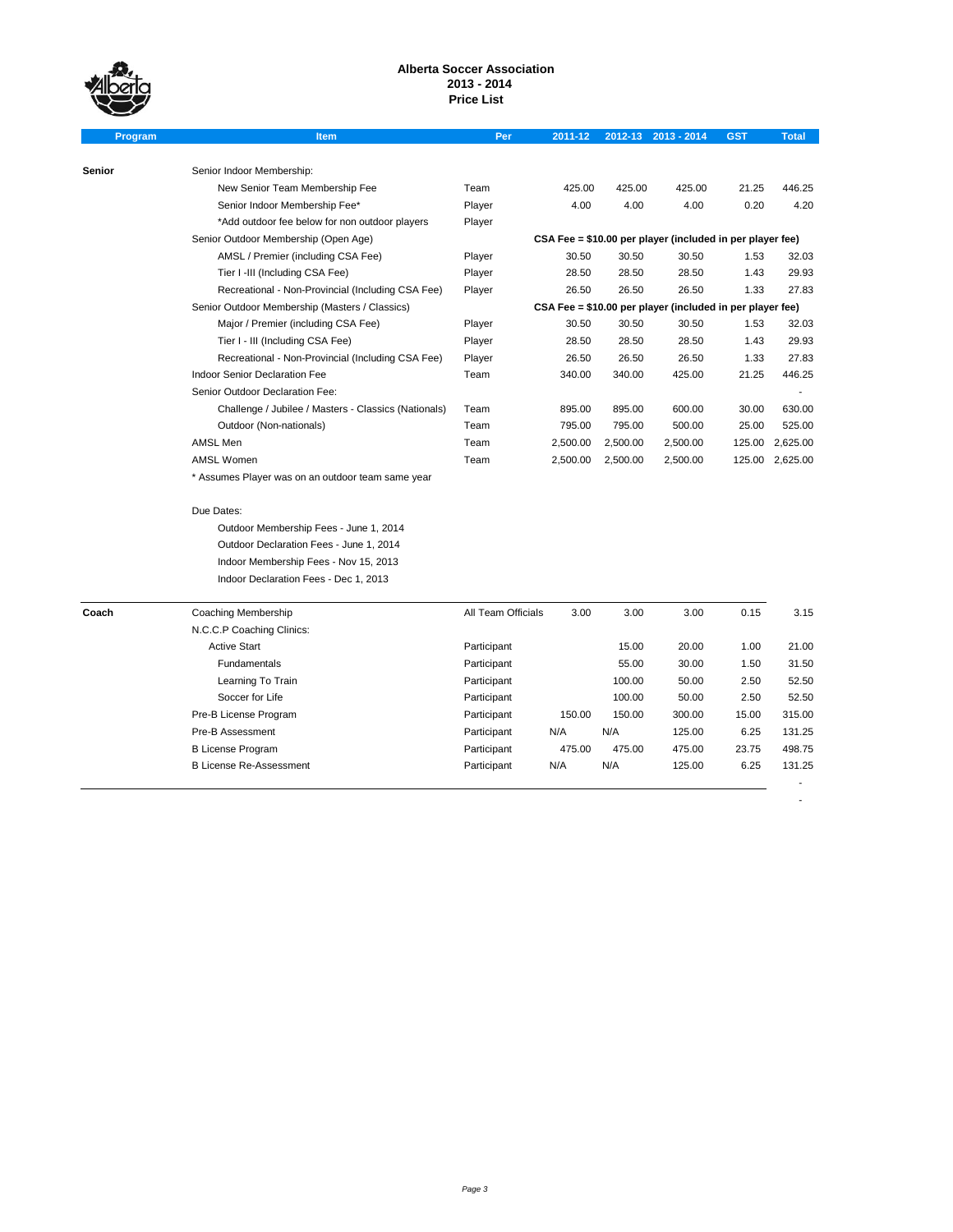# Alberta Soccer Association
## 2013 - 2014
## Price List

| Program | Item | Per | 2011-12 | 2012-13 | 2013 - 2014 | GST | Total |
|---|---|---|---|---|---|---|---|
| **Senior** | Senior Indoor Membership: | | | | | | |
| | New Senior Team Membership Fee | Team | 425.00 | 425.00 | 425.00 | 21.25 | 446.25 |
| | Senior Indoor Membership Fee* | Player | 4.00 | 4.00 | 4.00 | 0.20 | 4.20 |
| | *Add outdoor fee below for non outdoor players | Player | | | | | |
| | Senior Outdoor Membership (Open Age) | | **CSA Fee = $10.00 per player (included in per player fee)** | | | | |
| | AMSL / Premier (including CSA Fee) | Player | 30.50 | 30.50 | 30.50 | 1.53 | 32.03 |
| | Tier I -III (Including CSA Fee) | Player | 28.50 | 28.50 | 28.50 | 1.43 | 29.93 |
| | Recreational - Non-Provincial (Including CSA Fee) | Player | 26.50 | 26.50 | 26.50 | 1.33 | 27.83 |
| | Senior Outdoor Membership (Masters / Classics) | | **CSA Fee = $10.00 per player (included in per player fee)** | | | | |
| | Major / Premier (including CSA Fee) | Player | 30.50 | 30.50 | 30.50 | 1.53 | 32.03 |
| | Tier I - III (Including CSA Fee) | Player | 28.50 | 28.50 | 28.50 | 1.43 | 29.93 |
| | Recreational - Non-Provincial (Including CSA Fee) | Player | 26.50 | 26.50 | 26.50 | 1.33 | 27.83 |
| | Indoor Senior Declaration Fee | Team | 340.00 | 340.00 | 425.00 | 21.25 | 446.25 |
| | Senior Outdoor Declaration Fee: | | | | | | - |
| | Challenge / Jubilee / Masters - Classics (Nationals) | Team | 895.00 | 895.00 | 600.00 | 30.00 | 630.00 |
| | Outdoor (Non-nationals) | Team | 795.00 | 795.00 | 500.00 | 25.00 | 525.00 |
| | AMSL Men | Team | 2,500.00 | 2,500.00 | 2,500.00 | 125.00 | 2,625.00 |
| | AMSL Women | Team | 2,500.00 | 2,500.00 | 2,500.00 | 125.00 | 2,625.00 |
| | * Assumes Player was on an outdoor team same year | | | | | | |

Due Dates:

- Outdoor Membership Fees - June 1, 2014
- Outdoor Declaration Fees - June 1, 2014
- Indoor Membership Fees - Nov 15, 2013
- Indoor Declaration Fees - Dec 1, 2013

| Program | Item | Per | 2011-12 | 2012-13 | 2013 - 2014 | GST | Total |
|---|---|---|---|---|---|---|---|
| **Coach** | Coaching Membership | All Team Officials | 3.00 | 3.00 | 3.00 | 0.15 | 3.15 |
| | N.C.C.P Coaching Clinics: | | | | | | |
| | Active Start | Participant | | 15.00 | 20.00 | 1.00 | 21.00 |
| | Fundamentals | Participant | | 55.00 | 30.00 | 1.50 | 31.50 |
| | Learning To Train | Participant | | 100.00 | 50.00 | 2.50 | 52.50 |
| | Soccer for Life | Participant | | 100.00 | 50.00 | 2.50 | 52.50 |
| | Pre-B License Program | Participant | 150.00 | 150.00 | 300.00 | 15.00 | 315.00 |
| | Pre-B Assessment | Participant | N/A | N/A | 125.00 | 6.25 | 131.25 |
| | B License Program | Participant | 475.00 | 475.00 | 475.00 | 23.75 | 498.75 |
| | B License Re-Assessment | Participant | N/A | N/A | 125.00 | 6.25 | 131.25 |
| | | | | | | | - |
| | | | | | | | - |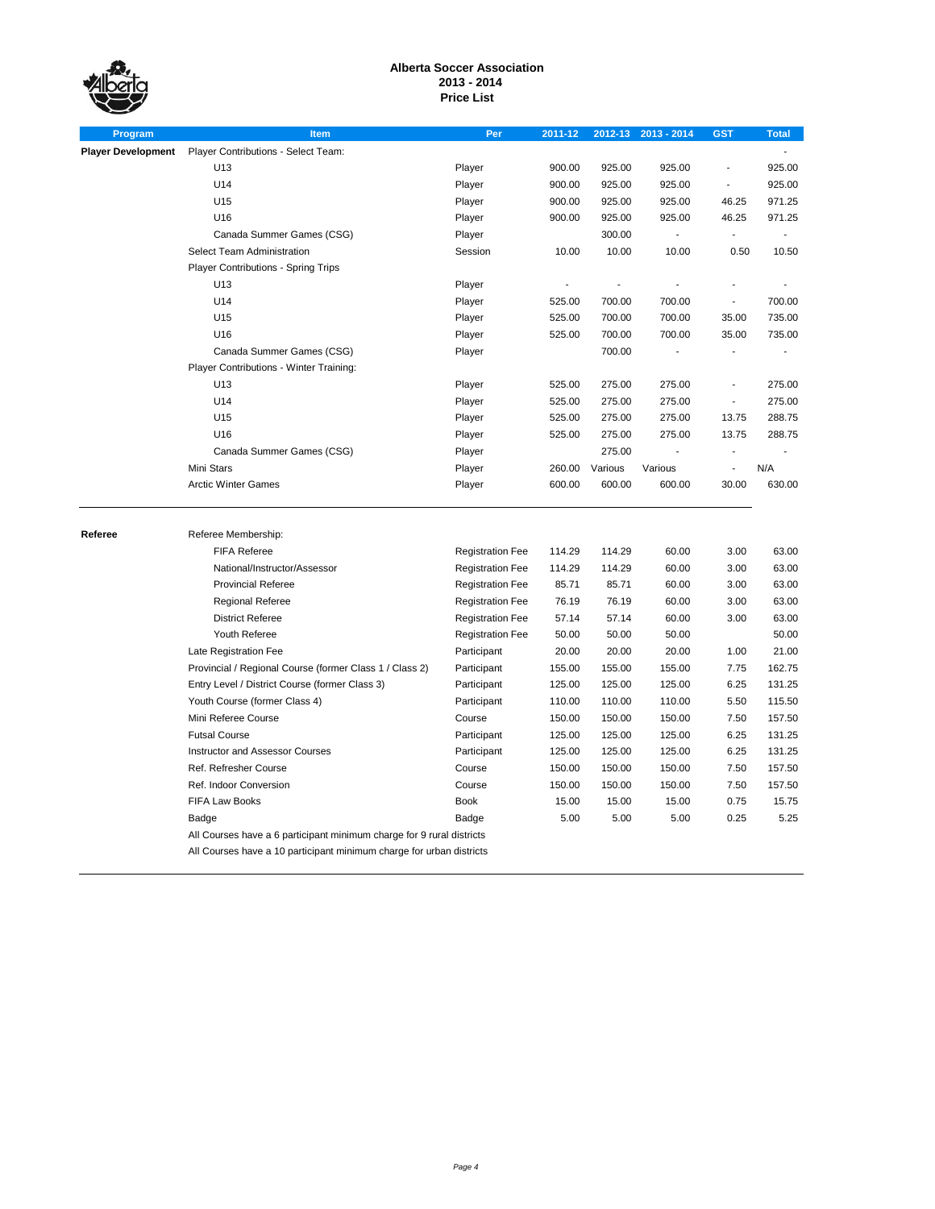# Alberta Soccer Association
## 2013 - 2014
## Price List

| Program | Item | Per | 2011-12 | 2012-13 | 2013 - 2014 | GST | Total |
|---|---|---|---|---|---|---|---|
| **Player Development** | Player Contributions - Select Team: | | | | | | - |
| | U13 | Player | 900.00 | 925.00 | 925.00 | - | 925.00 |
| | U14 | Player | 900.00 | 925.00 | 925.00 | - | 925.00 |
| | U15 | Player | 900.00 | 925.00 | 925.00 | 46.25 | 971.25 |
| | U16 | Player | 900.00 | 925.00 | 925.00 | 46.25 | 971.25 |
| | Canada Summer Games (CSG) | Player | | 300.00 | - | - | - |
| | Select Team Administration | Session | 10.00 | 10.00 | 10.00 | 0.50 | 10.50 |
| | Player Contributions - Spring Trips | | | | | | |
| | U13 | Player | - | - | - | - | - |
| | U14 | Player | 525.00 | 700.00 | 700.00 | - | 700.00 |
| | U15 | Player | 525.00 | 700.00 | 700.00 | 35.00 | 735.00 |
| | U16 | Player | 525.00 | 700.00 | 700.00 | 35.00 | 735.00 |
| | Canada Summer Games (CSG) | Player | | 700.00 | - | - | - |
| | Player Contributions - Winter Training: | | | | | | |
| | U13 | Player | 525.00 | 275.00 | 275.00 | - | 275.00 |
| | U14 | Player | 525.00 | 275.00 | 275.00 | - | 275.00 |
| | U15 | Player | 525.00 | 275.00 | 275.00 | 13.75 | 288.75 |
| | U16 | Player | 525.00 | 275.00 | 275.00 | 13.75 | 288.75 |
| | Canada Summer Games (CSG) | Player | | 275.00 | - | - | - |
| | Mini Stars | Player | 260.00 | Various | Various | - | N/A |
| | Arctic Winter Games | Player | 600.00 | 600.00 | 600.00 | 30.00 | 630.00 |
| **Referee** | Referee Membership: | | | | | | |
| | FIFA Referee | Registration Fee | 114.29 | 114.29 | 60.00 | 3.00 | 63.00 |
| | National/Instructor/Assessor | Registration Fee | 114.29 | 114.29 | 60.00 | 3.00 | 63.00 |
| | Provincial Referee | Registration Fee | 85.71 | 85.71 | 60.00 | 3.00 | 63.00 |
| | Regional Referee | Registration Fee | 76.19 | 76.19 | 60.00 | 3.00 | 63.00 |
| | District Referee | Registration Fee | 57.14 | 57.14 | 60.00 | 3.00 | 63.00 |
| | Youth Referee | Registration Fee | 50.00 | 50.00 | 50.00 | | 50.00 |
| | Late Registration Fee | Participant | 20.00 | 20.00 | 20.00 | 1.00 | 21.00 |
| | Provincial / Regional Course (former Class 1 / Class 2) | Participant | 155.00 | 155.00 | 155.00 | 7.75 | 162.75 |
| | Entry Level / District Course (former Class 3) | Participant | 125.00 | 125.00 | 125.00 | 6.25 | 131.25 |
| | Youth Course (former Class 4) | Participant | 110.00 | 110.00 | 110.00 | 5.50 | 115.50 |
| | Mini Referee Course | Course | 150.00 | 150.00 | 150.00 | 7.50 | 157.50 |
| | Futsal Course | Participant | 125.00 | 125.00 | 125.00 | 6.25 | 131.25 |
| | Instructor and Assessor Courses | Participant | 125.00 | 125.00 | 125.00 | 6.25 | 131.25 |
| | Ref. Refresher Course | Course | 150.00 | 150.00 | 150.00 | 7.50 | 157.50 |
| | Ref. Indoor Conversion | Course | 150.00 | 150.00 | 150.00 | 7.50 | 157.50 |
| | FIFA Law Books | Book | 15.00 | 15.00 | 15.00 | 0.75 | 15.75 |
| | Badge | Badge | 5.00 | 5.00 | 5.00 | 0.25 | 5.25 |

All Courses have a 6 participant minimum charge for 9 rural districts

All Courses have a 10 participant minimum charge for urban districts